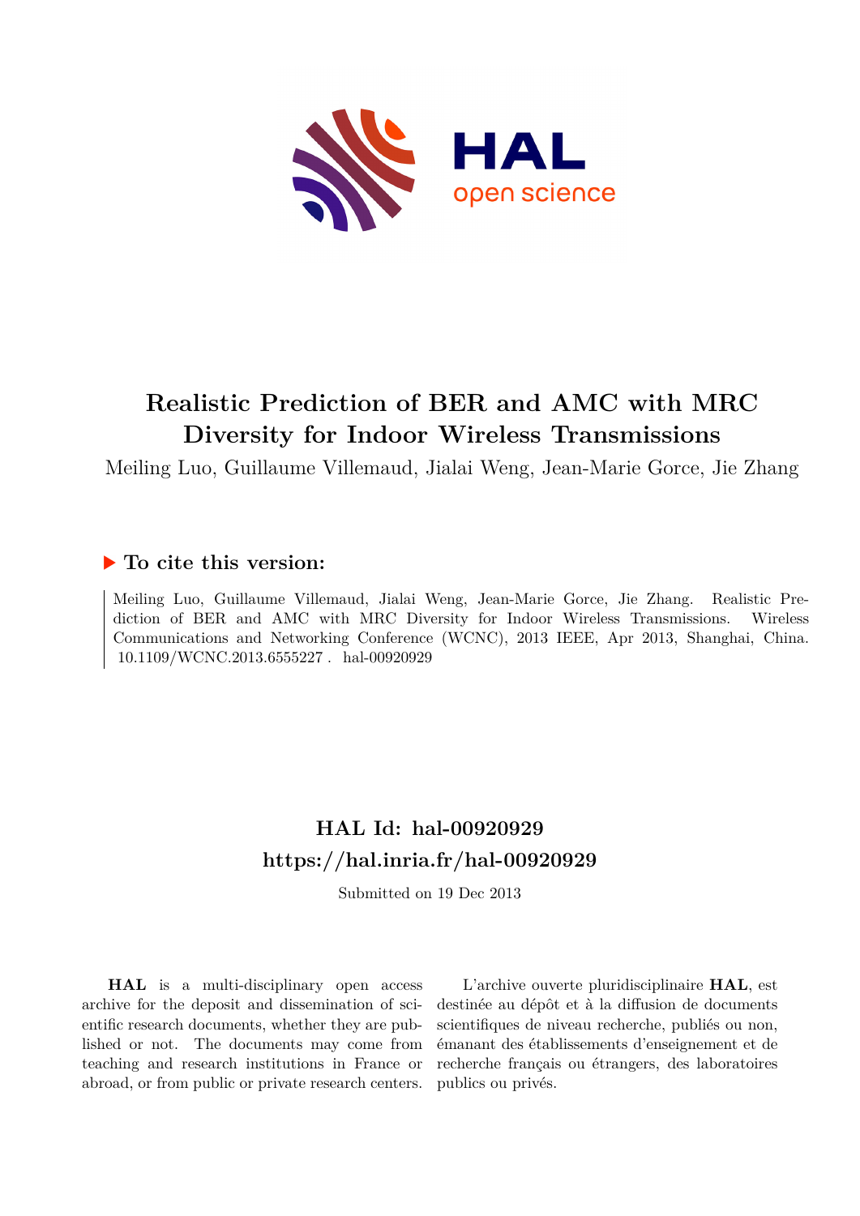# Realistic Prediction of BER and AMC with MRC Diversity for Indoor Wireless Transmissions

Meiling Luo, Guillaume Villemaud, Jialai Weng, Jean-Marie Gorce, Jie Zhang

## To cite this version:

Meiling Luo, Guillaume Villemaud, Jialai Weng, Jean-Marie Gorce, Jie Zhang. Realistic Prediction of BER and AMC with MRC Diversity for Indoor Wireless Transmissions. Wireless Communications and Networking Conference (WCNC), 2013 IEEE, Apr 2013, Shanghai, China. 10.1109/WCNC.2013.6555227 . hal-00920929

## HAL Id: hal-00920929
## https://hal.inria.fr/hal-00920929

Submitted on 19 Dec 2013

**HAL** is a multi-disciplinary open access archive for the deposit and dissemination of scientific research documents, whether they are published or not. The documents may come from teaching and research institutions in France or abroad, or from public or private research centers.

L'archive ouverte pluridisciplinaire **HAL**, est destinée au dépôt et à la diffusion de documents scientifiques de niveau recherche, publiés ou non, émanant des établissements d'enseignement et de recherche français ou étrangers, des laboratoires publics ou privés.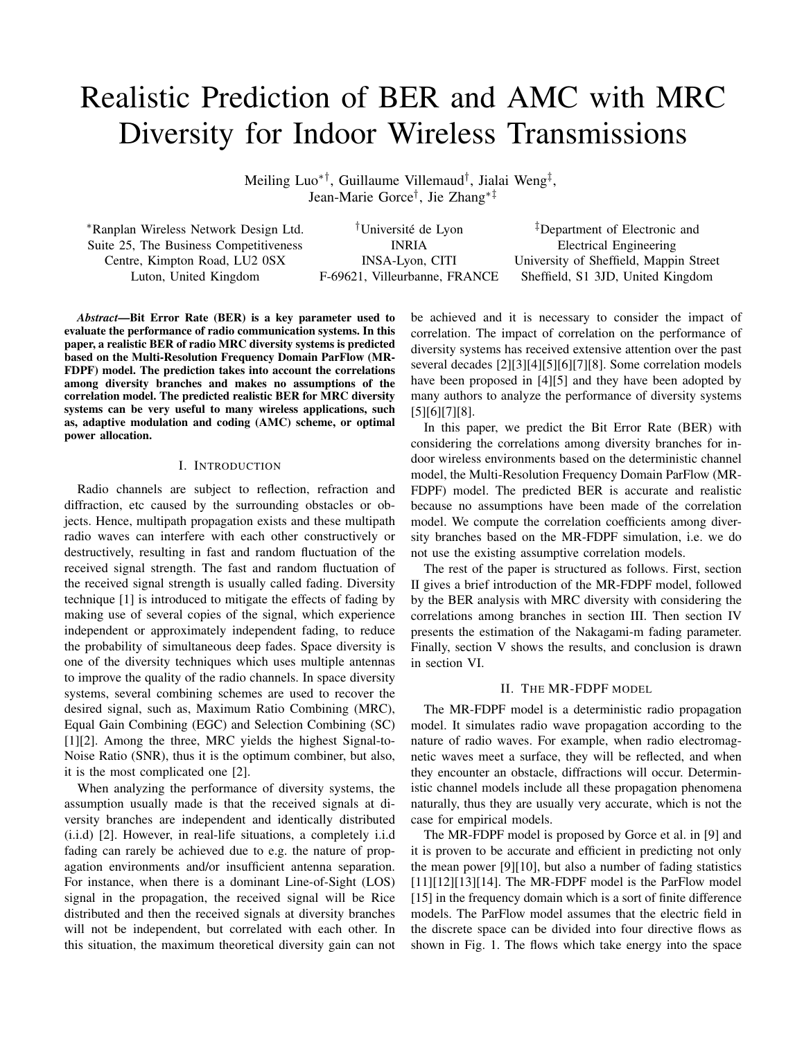# Realistic Prediction of BER and AMC with MRC Diversity for Indoor Wireless Transmissions

Meiling Luo*†, Guillaume Villemaud†, Jialai Weng‡,
Jean-Marie Gorce†, Jie Zhang*‡

*Ranplan Wireless Network Design Ltd.
Suite 25, The Business Competitiveness
Centre, Kimpton Road, LU2 0SX
Luton, United Kingdom

†Université de Lyon
INRIA
INSA-Lyon, CITI
F-69621, Villeurbanne, FRANCE

‡Department of Electronic and
Electrical Engineering
University of Sheffield, Mappin Street
Sheffield, S1 3JD, United Kingdom

***Abstract*—Bit Error Rate (BER) is a key parameter used to evaluate the performance of radio communication systems. In this paper, a realistic BER of radio MRC diversity systems is predicted based on the Multi-Resolution Frequency Domain ParFlow (MR-FDPF) model. The prediction takes into account the correlations among diversity branches and makes no assumptions of the correlation model. The predicted realistic BER for MRC diversity systems can be very useful to many wireless applications, such as, adaptive modulation and coding (AMC) scheme, or optimal power allocation.**

## I. Introduction

Radio channels are subject to reflection, refraction and diffraction, etc caused by the surrounding obstacles or objects. Hence, multipath propagation exists and these multipath radio waves can interfere with each other constructively or destructively, resulting in fast and random fluctuation of the received signal strength. The fast and random fluctuation of the received signal strength is usually called fading. Diversity technique [1] is introduced to mitigate the effects of fading by making use of several copies of the signal, which experience independent or approximately independent fading, to reduce the probability of simultaneous deep fades. Space diversity is one of the diversity techniques which uses multiple antennas to improve the quality of the radio channels. In space diversity systems, several combining schemes are used to recover the desired signal, such as, Maximum Ratio Combining (MRC), Equal Gain Combining (EGC) and Selection Combining (SC) [1][2]. Among the three, MRC yields the highest Signal-to-Noise Ratio (SNR), thus it is the optimum combiner, but also, it is the most complicated one [2].

When analyzing the performance of diversity systems, the assumption usually made is that the received signals at diversity branches are independent and identically distributed (i.i.d) [2]. However, in real-life situations, a completely i.i.d fading can rarely be achieved due to e.g. the nature of propagation environments and/or insufficient antenna separation. For instance, when there is a dominant Line-of-Sight (LOS) signal in the propagation, the received signal will be Rice distributed and then the received signals at diversity branches will not be independent, but correlated with each other. In this situation, the maximum theoretical diversity gain can not be achieved and it is necessary to consider the impact of correlation. The impact of correlation on the performance of diversity systems has received extensive attention over the past several decades [2][3][4][5][6][7][8]. Some correlation models have been proposed in [4][5] and they have been adopted by many authors to analyze the performance of diversity systems [5][6][7][8].

In this paper, we predict the Bit Error Rate (BER) with considering the correlations among diversity branches for indoor wireless environments based on the deterministic channel model, the Multi-Resolution Frequency Domain ParFlow (MR-FDPF) model. The predicted BER is accurate and realistic because no assumptions have been made of the correlation model. We compute the correlation coefficients among diversity branches based on the MR-FDPF simulation, i.e. we do not use the existing assumptive correlation models.

The rest of the paper is structured as follows. First, section II gives a brief introduction of the MR-FDPF model, followed by the BER analysis with MRC diversity with considering the correlations among branches in section III. Then section IV presents the estimation of the Nakagami-m fading parameter. Finally, section V shows the results, and conclusion is drawn in section VI.

## II. The MR-FDPF model

The MR-FDPF model is a deterministic radio propagation model. It simulates radio wave propagation according to the nature of radio waves. For example, when radio electromagnetic waves meet a surface, they will be reflected, and when they encounter an obstacle, diffractions will occur. Deterministic channel models include all these propagation phenomena naturally, thus they are usually very accurate, which is not the case for empirical models.

The MR-FDPF model is proposed by Gorce et al. in [9] and it is proven to be accurate and efficient in predicting not only the mean power [9][10], but also a number of fading statistics [11][12][13][14]. The MR-FDPF model is the ParFlow model [15] in the frequency domain which is a sort of finite difference models. The ParFlow model assumes that the electric field in the discrete space can be divided into four directive flows as shown in Fig. 1. The flows which take energy into the space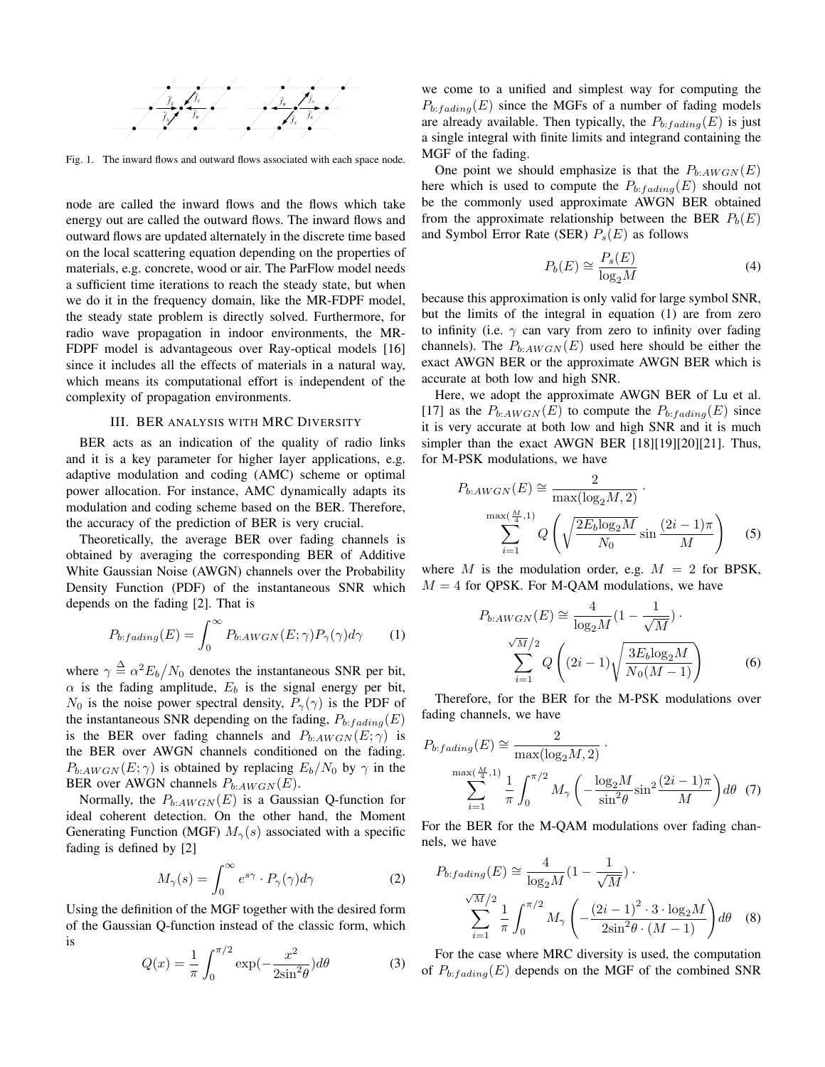Fig. 1. The inward flows and outward flows associated with each space node.

node are called the inward flows and the flows which take energy out are called the outward flows. The inward flows and outward flows are updated alternately in the discrete time based on the local scattering equation depending on the properties of materials, e.g. concrete, wood or air. The ParFlow model needs a sufficient time iterations to reach the steady state, but when we do it in the frequency domain, like the MR-FDPF model, the steady state problem is directly solved. Furthermore, for radio wave propagation in indoor environments, the MR-FDPF model is advantageous over Ray-optical models [16] since it includes all the effects of materials in a natural way, which means its computational effort is independent of the complexity of propagation environments.

## III. BER ANALYSIS WITH MRC DIVERSITY

BER acts as an indication of the quality of radio links and it is a key parameter for higher layer applications, e.g. adaptive modulation and coding (AMC) scheme or optimal power allocation. For instance, AMC dynamically adapts its modulation and coding scheme based on the BER. Therefore, the accuracy of the prediction of BER is very crucial.

Theoretically, the average BER over fading channels is obtained by averaging the corresponding BER of Additive White Gaussian Noise (AWGN) channels over the Probability Density Function (PDF) of the instantaneous SNR which depends on the fading [2]. That is

$$P_{b:fading}(E) = \int_0^\infty P_{b:AWGN}(E;\gamma) P_\gamma(\gamma) d\gamma \quad (1)$$

where $\gamma \triangleq \alpha^2 E_b / N_0$ denotes the instantaneous SNR per bit, $\alpha$ is the fading amplitude, $E_b$ is the signal energy per bit, $N_0$ is the noise power spectral density, $P_\gamma(\gamma)$ is the PDF of the instantaneous SNR depending on the fading, $P_{b:fading}(E)$ is the BER over fading channels and $P_{b:AWGN}(E;\gamma)$ is the BER over AWGN channels conditioned on the fading. $P_{b:AWGN}(E;\gamma)$ is obtained by replacing $E_b/N_0$ by $\gamma$ in the BER over AWGN channels $P_{b:AWGN}(E)$.

Normally, the $P_{b:AWGN}(E)$ is a Gaussian Q-function for ideal coherent detection. On the other hand, the Moment Generating Function (MGF) $M_\gamma(s)$ associated with a specific fading is defined by [2]

$$M_\gamma(s) = \int_0^\infty e^{s\gamma} \cdot P_\gamma(\gamma) d\gamma \quad (2)$$

Using the definition of the MGF together with the desired form of the Gaussian Q-function instead of the classic form, which is

$$Q(x) = \frac{1}{\pi} \int_0^{\pi/2} \exp(-\frac{x^2}{2\sin^2\theta}) d\theta \quad (3)$$

we come to a unified and simplest way for computing the $P_{b:fading}(E)$ since the MGFs of a number of fading models are already available. Then typically, the $P_{b:fading}(E)$ is just a single integral with finite limits and integrand containing the MGF of the fading.

One point we should emphasize is that the $P_{b:AWGN}(E)$ here which is used to compute the $P_{b:fading}(E)$ should not be the commonly used approximate AWGN BER obtained from the approximate relationship between the BER $P_b(E)$ and Symbol Error Rate (SER) $P_s(E)$ as follows

$$P_b(E) \cong \frac{P_s(E)}{\log_2 M} \quad (4)$$

because this approximation is only valid for large symbol SNR, but the limits of the integral in equation (1) are from zero to infinity (i.e. $\gamma$ can vary from zero to infinity over fading channels). The $P_{b:AWGN}(E)$ used here should be either the exact AWGN BER or the approximate AWGN BER which is accurate at both low and high SNR.

Here, we adopt the approximate AWGN BER of Lu et al. [17] as the $P_{b:AWGN}(E)$ to compute the $P_{b:fading}(E)$ since it is very accurate at both low and high SNR and it is much simpler than the exact AWGN BER [18][19][20][21]. Thus, for M-PSK modulations, we have

$$P_{b:AWGN}(E) \cong \frac{2}{\max(\log_2 M, 2)} \cdot \sum_{i=1}^{\max(\frac{M}{4},1)} Q\left(\sqrt{\frac{2E_b \log_2 M}{N_0}} \sin\frac{(2i-1)\pi}{M}\right) \quad (5)$$

where $M$ is the modulation order, e.g. $M = 2$ for BPSK, $M = 4$ for QPSK. For M-QAM modulations, we have

$$P_{b:AWGN}(E) \cong \frac{4}{\log_2 M}(1 - \frac{1}{\sqrt{M}}) \cdot \sum_{i=1}^{\sqrt{M}/2} Q\left((2i-1)\sqrt{\frac{3E_b \log_2 M}{N_0(M-1)}}\right) \quad (6)$$

Therefore, for the BER for the M-PSK modulations over fading channels, we have

$$P_{b:fading}(E) \cong \frac{2}{\max(\log_2 M, 2)} \cdot \sum_{i=1}^{\max(\frac{M}{4},1)} \frac{1}{\pi} \int_0^{\pi/2} M_\gamma\left(-\frac{\log_2 M}{\sin^2\theta} \sin^2\frac{(2i-1)\pi}{M}\right) d\theta \quad (7)$$

For the BER for the M-QAM modulations over fading channels, we have

$$P_{b:fading}(E) \cong \frac{4}{\log_2 M}(1 - \frac{1}{\sqrt{M}}) \cdot \sum_{i=1}^{\sqrt{M}/2} \frac{1}{\pi} \int_0^{\pi/2} M_\gamma\left(-\frac{(2i-1)^2 \cdot 3 \cdot \log_2 M}{2\sin^2\theta \cdot (M-1)}\right) d\theta \quad (8)$$

For the case where MRC diversity is used, the computation of $P_{b:fading}(E)$ depends on the MGF of the combined SNR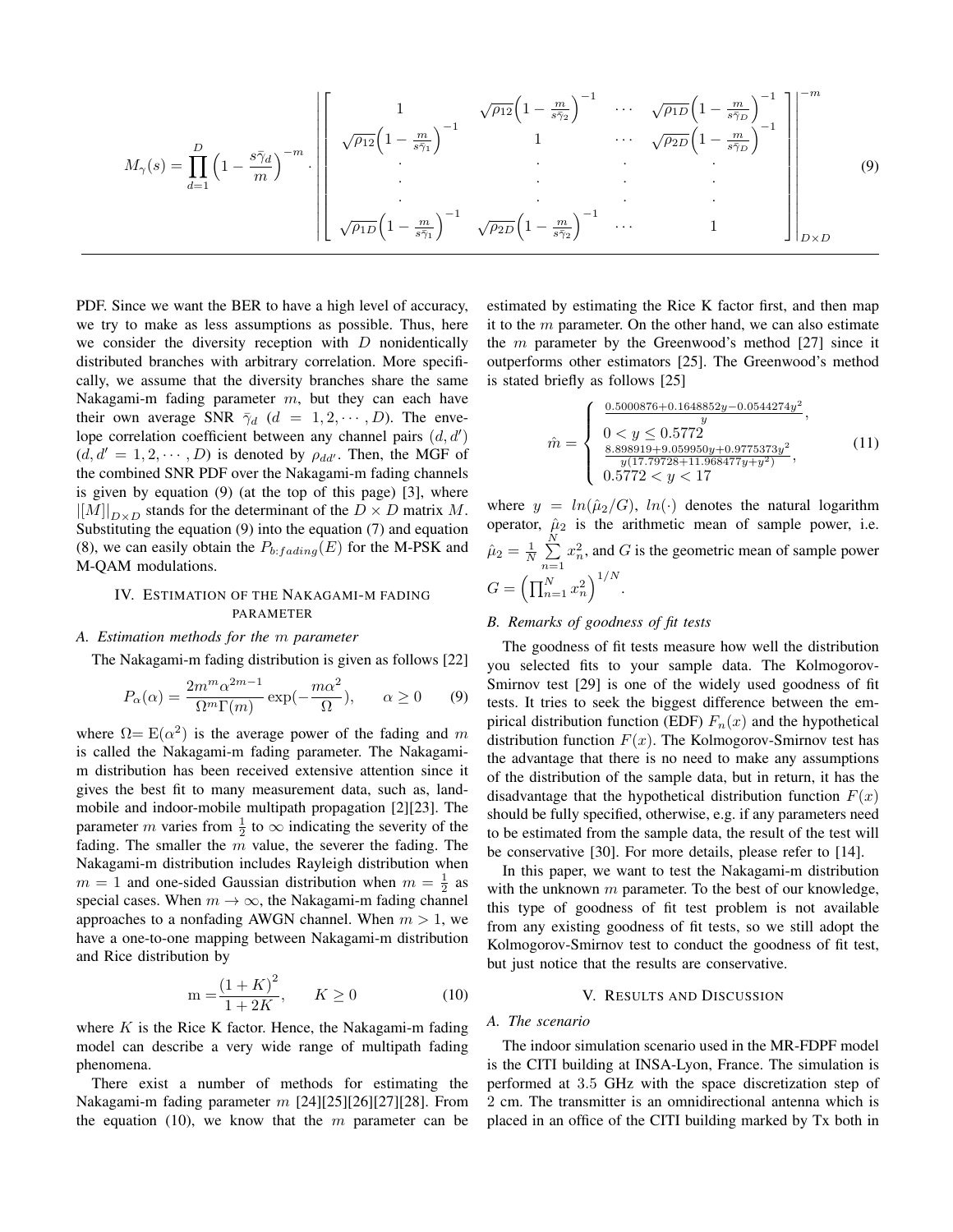$$
M_\gamma(s) = \prod_{d=1}^{D}\Big(1-\frac{s\bar{\gamma}_d}{m}\Big)^{-m} \cdot \left| \left[ \begin{array}{cccc} 1 & \sqrt{\rho_{12}}\Big(1-\frac{m}{s\bar{\gamma}_2}\Big)^{-1} & \cdots & \sqrt{\rho_{1D}}\Big(1-\frac{m}{s\bar{\gamma}_D}\Big)^{-1} \\ \sqrt{\rho_{12}}\Big(1-\frac{m}{s\bar{\gamma}_1}\Big)^{-1} & 1 & \cdots & \sqrt{\rho_{2D}}\Big(1-\frac{m}{s\bar{\gamma}_D}\Big)^{-1} \\ \cdot & \cdot & \cdot & \cdot \\ \cdot & \cdot & \cdot & \cdot \\ \cdot & \cdot & \cdot & \cdot \\ \sqrt{\rho_{1D}}\Big(1-\frac{m}{s\bar{\gamma}_1}\Big)^{-1} & \sqrt{\rho_{2D}}\Big(1-\frac{m}{s\bar{\gamma}_2}\Big)^{-1} & \cdots & 1 \end{array} \right] \right|_{D\times D}^{-m} \tag{9}
$$

PDF. Since we want the BER to have a high level of accuracy, we try to make as less assumptions as possible. Thus, here we consider the diversity reception with $D$ nonidentically distributed branches with arbitrary correlation. More specifically, we assume that the diversity branches share the same Nakagami-m fading parameter $m$, but they can each have their own average SNR $\bar{\gamma}_d$ $(d = 1, 2, \cdots, D)$. The envelope correlation coefficient between any channel pairs $(d, d')$ $(d, d' = 1, 2, \cdots, D)$ is denoted by $\rho_{dd'}$. Then, the MGF of the combined SNR PDF over the Nakagami-m fading channels is given by equation (9) (at the top of this page) [3], where $|[M]|_{D\times D}$ stands for the determinant of the $D \times D$ matrix $M$. Substituting the equation (9) into the equation (7) and equation (8), we can easily obtain the $P_{b:fading}(E)$ for the M-PSK and M-QAM modulations.

## IV. Estimation of the Nakagami-m fading parameter

### A. Estimation methods for the $m$ parameter

The Nakagami-m fading distribution is given as follows [22]

$$
P_\alpha(\alpha) = \frac{2m^m\alpha^{2m-1}}{\Omega^m\Gamma(m)}\exp(-\frac{m\alpha^2}{\Omega}), \qquad \alpha \geq 0 \tag{9}
$$

where $\Omega = \mathrm{E}(\alpha^2)$ is the average power of the fading and $m$ is called the Nakagami-m fading parameter. The Nakagami-m distribution has been received extensive attention since it gives the best fit to many measurement data, such as, land-mobile and indoor-mobile multipath propagation [2][23]. The parameter $m$ varies from $\frac{1}{2}$ to $\infty$ indicating the severity of the fading. The smaller the $m$ value, the severer the fading. The Nakagami-m distribution includes Rayleigh distribution when $m = 1$ and one-sided Gaussian distribution when $m = \frac{1}{2}$ as special cases. When $m \to \infty$, the Nakagami-m fading channel approaches to a nonfading AWGN channel. When $m > 1$, we have a one-to-one mapping between Nakagami-m distribution and Rice distribution by

$$
\mathrm{m} = \frac{(1+K)^2}{1+2K}, \qquad K \geq 0 \tag{10}
$$

where $K$ is the Rice K factor. Hence, the Nakagami-m fading model can describe a very wide range of multipath fading phenomena.

There exist a number of methods for estimating the Nakagami-m fading parameter $m$ [24][25][26][27][28]. From the equation (10), we know that the $m$ parameter can be estimated by estimating the Rice K factor first, and then map it to the $m$ parameter. On the other hand, we can also estimate the $m$ parameter by the Greenwood's method [27] since it outperforms other estimators [25]. The Greenwood's method is stated briefly as follows [25]

$$
\hat{m} = \begin{cases} \frac{0.5000876+0.1648852y-0.0544274y^2}{y}, \\ 0 < y \leq 0.5772 \\ \frac{8.898919+9.059950y+0.9775373y^2}{y(17.79728+11.968477y+y^2)}, \\ 0.5772 < y < 17 \end{cases} \tag{11}
$$

where $y = ln(\hat{\mu}_2/G)$, $ln(\cdot)$ denotes the natural logarithm operator, $\hat{\mu}_2$ is the arithmetic mean of sample power, i.e. $\hat{\mu}_2 = \frac{1}{N}\sum_{n=1}^{N} x_n^2$, and $G$ is the geometric mean of sample power $G = \left(\prod_{n=1}^{N} x_n^2\right)^{1/N}$.

### B. Remarks of goodness of fit tests

The goodness of fit tests measure how well the distribution you selected fits to your sample data. The Kolmogorov-Smirnov test [29] is one of the widely used goodness of fit tests. It tries to seek the biggest difference between the empirical distribution function (EDF) $F_n(x)$ and the hypothetical distribution function $F(x)$. The Kolmogorov-Smirnov test has the advantage that there is no need to make any assumptions of the distribution of the sample data, but in return, it has the disadvantage that the hypothetical distribution function $F(x)$ should be fully specified, otherwise, e.g. if any parameters need to be estimated from the sample data, the result of the test will be conservative [30]. For more details, please refer to [14].

In this paper, we want to test the Nakagami-m distribution with the unknown $m$ parameter. To the best of our knowledge, this type of goodness of fit test problem is not available from any existing goodness of fit tests, so we still adopt the Kolmogorov-Smirnov test to conduct the goodness of fit test, but just notice that the results are conservative.

## V. Results and Discussion

### A. The scenario

The indoor simulation scenario used in the MR-FDPF model is the CITI building at INSA-Lyon, France. The simulation is performed at 3.5 GHz with the space discretization step of 2 cm. The transmitter is an omnidirectional antenna which is placed in an office of the CITI building marked by Tx both in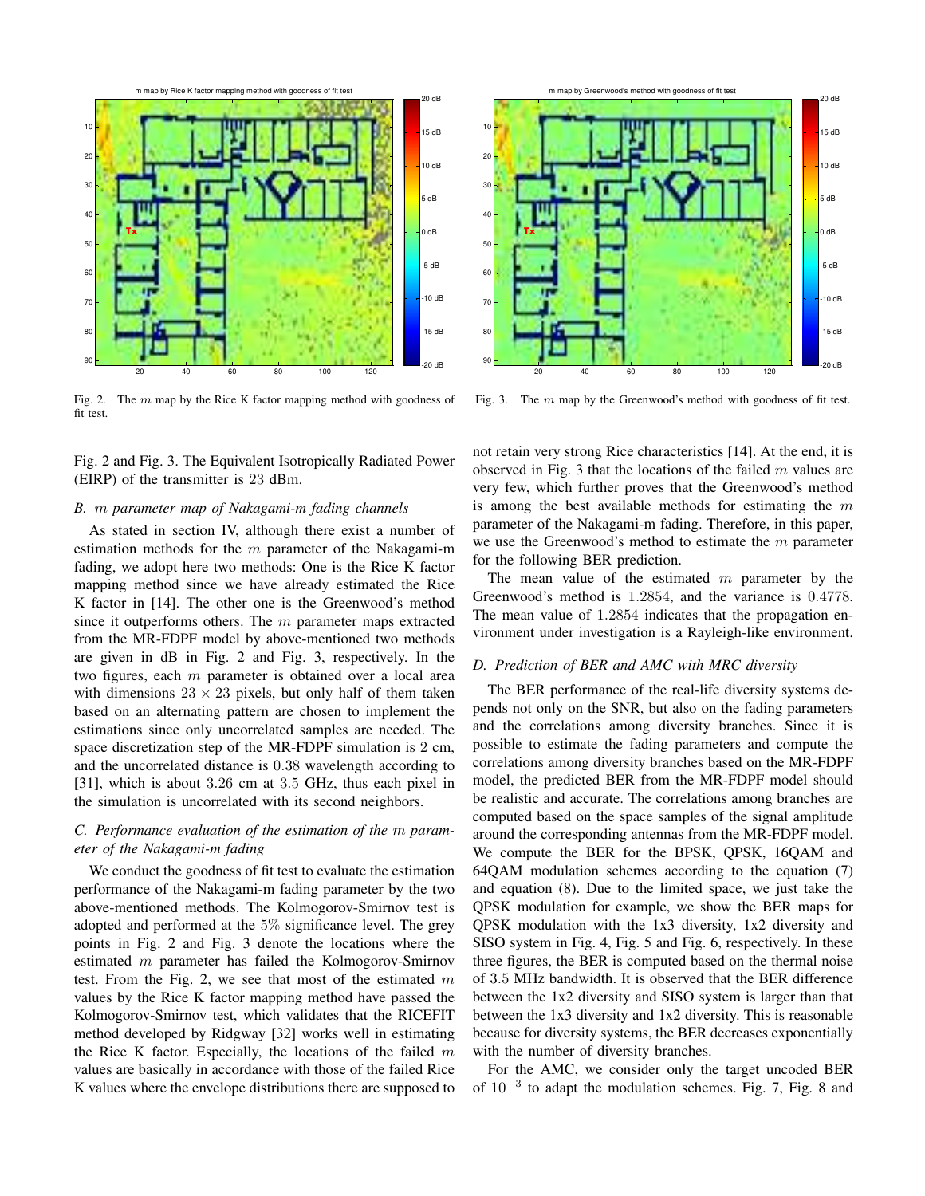Fig. 2. The $m$ map by the Rice K factor mapping method with goodness of fit test.

Fig. 3. The $m$ map by the Greenwood's method with goodness of fit test.

Fig. 2 and Fig. 3. The Equivalent Isotropically Radiated Power (EIRP) of the transmitter is 23 dBm.

### B. $m$ parameter map of Nakagami-m fading channels

As stated in section IV, although there exist a number of estimation methods for the $m$ parameter of the Nakagami-m fading, we adopt here two methods: One is the Rice K factor mapping method since we have already estimated the Rice K factor in [14]. The other one is the Greenwood's method since it outperforms others. The $m$ parameter maps extracted from the MR-FDPF model by above-mentioned two methods are given in dB in Fig. 2 and Fig. 3, respectively. In the two figures, each $m$ parameter is obtained over a local area with dimensions $23 \times 23$ pixels, but only half of them taken based on an alternating pattern are chosen to implement the estimations since only uncorrelated samples are needed. The space discretization step of the MR-FDPF simulation is 2 cm, and the uncorrelated distance is $0.38$ wavelength according to [31], which is about $3.26$ cm at $3.5$ GHz, thus each pixel in the simulation is uncorrelated with its second neighbors.

### C. Performance evaluation of the estimation of the $m$ parameter of the Nakagami-m fading

We conduct the goodness of fit test to evaluate the estimation performance of the Nakagami-m fading parameter by the two above-mentioned methods. The Kolmogorov-Smirnov test is adopted and performed at the $5\%$ significance level. The grey points in Fig. 2 and Fig. 3 denote the locations where the estimated $m$ parameter has failed the Kolmogorov-Smirnov test. From the Fig. 2, we see that most of the estimated $m$ values by the Rice K factor mapping method have passed the Kolmogorov-Smirnov test, which validates that the RICEFIT method developed by Ridgway [32] works well in estimating the Rice K factor. Especially, the locations of the failed $m$ values are basically in accordance with those of the failed Rice K values where the envelope distributions there are supposed to not retain very strong Rice characteristics [14]. At the end, it is observed in Fig. 3 that the locations of the failed $m$ values are very few, which further proves that the Greenwood's method is among the best available methods for estimating the $m$ parameter of the Nakagami-m fading. Therefore, in this paper, we use the Greenwood's method to estimate the $m$ parameter for the following BER prediction.

The mean value of the estimated $m$ parameter by the Greenwood's method is $1.2854$, and the variance is $0.4778$. The mean value of $1.2854$ indicates that the propagation environment under investigation is a Rayleigh-like environment.

### D. Prediction of BER and AMC with MRC diversity

The BER performance of the real-life diversity systems depends not only on the SNR, but also on the fading parameters and the correlations among diversity branches. Since it is possible to estimate the fading parameters and compute the correlations among diversity branches based on the MR-FDPF model, the predicted BER from the MR-FDPF model should be realistic and accurate. The correlations among branches are computed based on the space samples of the signal amplitude around the corresponding antennas from the MR-FDPF model. We compute the BER for the BPSK, QPSK, 16QAM and 64QAM modulation schemes according to the equation (7) and equation (8). Due to the limited space, we just take the QPSK modulation for example, we show the BER maps for QPSK modulation with the 1x3 diversity, 1x2 diversity and SISO system in Fig. 4, Fig. 5 and Fig. 6, respectively. In these three figures, the BER is computed based on the thermal noise of $3.5$ MHz bandwidth. It is observed that the BER difference between the 1x2 diversity and SISO system is larger than that between the 1x3 diversity and 1x2 diversity. This is reasonable because for diversity systems, the BER decreases exponentially with the number of diversity branches.

For the AMC, we consider only the target uncoded BER of $10^{-3}$ to adapt the modulation schemes. Fig. 7, Fig. 8 and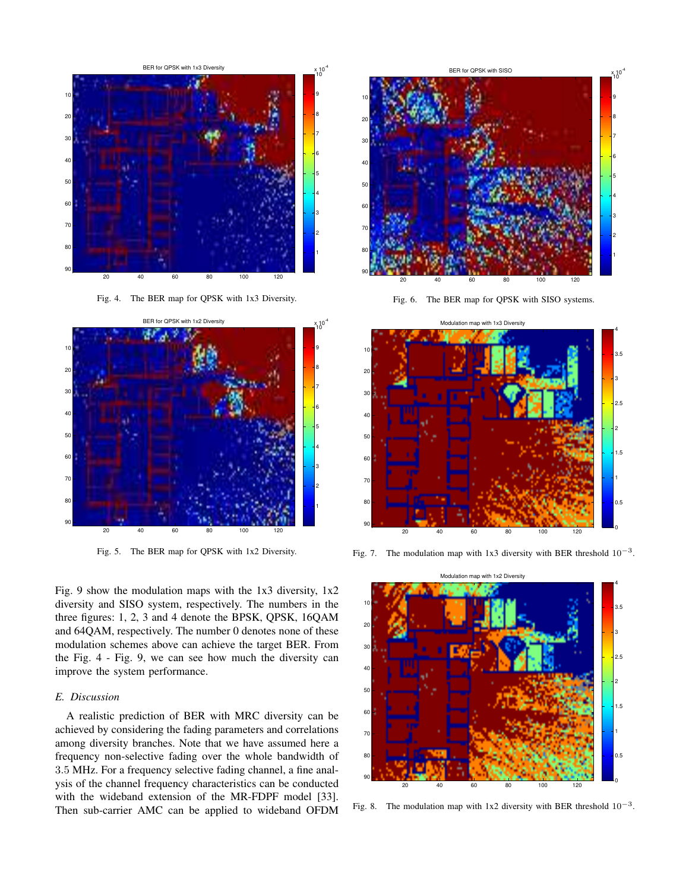Fig. 4. The BER map for QPSK with 1x3 Diversity.

Fig. 5. The BER map for QPSK with 1x2 Diversity.

Fig. 6. The BER map for QPSK with SISO systems.

Fig. 7. The modulation map with 1x3 diversity with BER threshold $10^{-3}$.

Fig. 8. The modulation map with 1x2 diversity with BER threshold $10^{-3}$.

Fig. 9 show the modulation maps with the 1x3 diversity, 1x2 diversity and SISO system, respectively. The numbers in the three figures: 1, 2, 3 and 4 denote the BPSK, QPSK, 16QAM and 64QAM, respectively. The number 0 denotes none of these modulation schemes above can achieve the target BER. From the Fig. 4 - Fig. 9, we can see how much the diversity can improve the system performance.

### *E. Discussion*

A realistic prediction of BER with MRC diversity can be achieved by considering the fading parameters and correlations among diversity branches. Note that we have assumed here a frequency non-selective fading over the whole bandwidth of 3.5 MHz. For a frequency selective fading channel, a fine analysis of the channel frequency characteristics can be conducted with the wideband extension of the MR-FDPF model [33]. Then sub-carrier AMC can be applied to wideband OFDM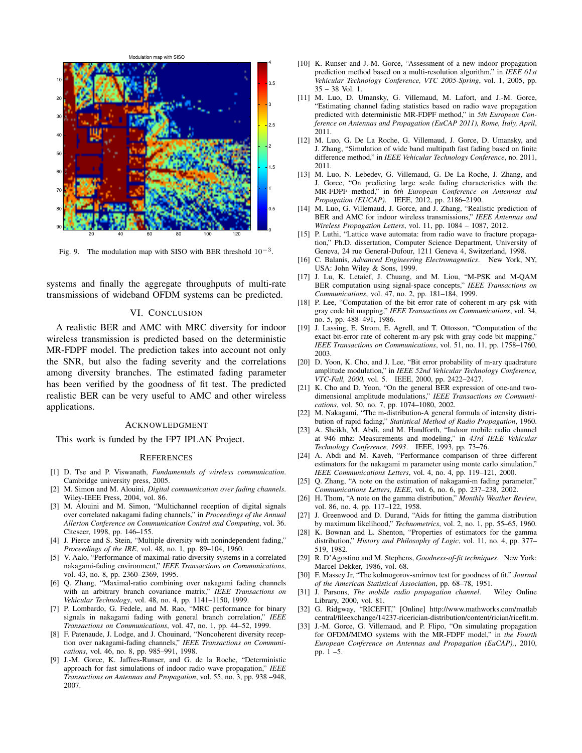Modulation map with SISO

10
20
30
40
50
60
70
80
90

20 40 60 80 100 120

4
3.5
3
2.5
2
1.5
1
0.5
0

Fig. 9. The modulation map with SISO with BER threshold $10^{-3}$.

systems and finally the aggregate throughputs of multi-rate transmissions of wideband OFDM systems can be predicted.

## VI. Conclusion

A realistic BER and AMC with MRC diversity for indoor wireless transmission is predicted based on the deterministic MR-FDPF model. The prediction takes into account not only the SNR, but also the fading severity and the correlations among diversity branches. The estimated fading parameter has been verified by the goodness of fit test. The predicted realistic BER can be very useful to AMC and other wireless applications.

## Acknowledgment

This work is funded by the FP7 IPLAN Project.

## References

[1] D. Tse and P. Viswanath, *Fundamentals of wireless communication*. Cambridge university press, 2005.

[2] M. Simon and M. Alouini, *Digital communication over fading channels*. Wiley-IEEE Press, 2004, vol. 86.

[3] M. Alouini and M. Simon, "Multichannel reception of digital signals over correlated nakagami fading channels," in *Proceedings of the Annual Allerton Conference on Communication Control and Computing*, vol. 36. Citeseer, 1998, pp. 146–155.

[4] J. Pierce and S. Stein, "Multiple diversity with nonindependent fading," *Proceedings of the IRE*, vol. 48, no. 1, pp. 89–104, 1960.

[5] V. Aalo, "Performance of maximal-ratio diversity systems in a correlated nakagami-fading environment," *IEEE Transactions on Communications*, vol. 43, no. 8, pp. 2360–2369, 1995.

[6] Q. Zhang, "Maximal-ratio combining over nakagami fading channels with an arbitrary branch covariance matrix," *IEEE Transactions on Vehicular Technology*, vol. 48, no. 4, pp. 1141–1150, 1999.

[7] P. Lombardo, G. Fedele, and M. Rao, "MRC performance for binary signals in nakagami fading with general branch correlation," *IEEE Transactions on Communications*, vol. 47, no. 1, pp. 44–52, 1999.

[8] F. Patenaude, J. Lodge, and J. Chouinard, "Noncoherent diversity reception over nakagami-fading channels," *IEEE Transactions on Communications*, vol. 46, no. 8, pp. 985–991, 1998.

[9] J.-M. Gorce, K. Jaffres-Runser, and G. de la Roche, "Deterministic approach for fast simulations of indoor radio wave propagation," *IEEE Transactions on Antennas and Propagation*, vol. 55, no. 3, pp. 938 –948, 2007.

[10] K. Runser and J.-M. Gorce, "Assessment of a new indoor propagation prediction method based on a multi-resolution algorithm," in *IEEE 61st Vehicular Technology Conference, VTC 2005-Spring*, vol. 1, 2005, pp. 35 – 38 Vol. 1.

[11] M. Luo, D. Umansky, G. Villemaud, M. Lafort, and J.-M. Gorce, "Estimating channel fading statistics based on radio wave propagation predicted with deterministic MR-FDPF method," in *5th European Conference on Antennas and Propagation (EuCAP 2011), Rome, Italy, April*, 2011.

[12] M. Luo, G. De La Roche, G. Villemaud, J. Gorce, D. Umansky, and J. Zhang, "Simulation of wide band multipath fast fading based on finite difference method," in *IEEE Vehicular Technology Conference*, no. 2011, 2011.

[13] M. Luo, N. Lebedev, G. Villemaud, G. De La Roche, J. Zhang, and J. Gorce, "On predicting large scale fading characteristics with the MR-FDPF method," in *6th European Conference on Antennas and Propagation (EUCAP)*. IEEE, 2012, pp. 2186–2190.

[14] M. Luo, G. Villemaud, J. Gorce, and J. Zhang, "Realistic prediction of BER and AMC for indoor wireless transmissions," *IEEE Antennas and Wireless Propagation Letters*, vol. 11, pp. 1084 – 1087, 2012.

[15] P. Luthi, "Lattice wave automata: from radio wave to fracture propagation," Ph.D. dissertation, Computer Science Department, University of Geneva, 24 rue General-Dufour, 1211 Geneva 4, Switzerland, 1998.

[16] C. Balanis, *Advanced Engineering Electromagnetics*. New York, NY, USA: John Wiley & Sons, 1999.

[17] J. Lu, K. Letaief, J. Chuang, and M. Liou, "M-PSK and M-QAM BER computation using signal-space concepts," *IEEE Transactions on Communications*, vol. 47, no. 2, pp. 181–184, 1999.

[18] P. Lee, "Computation of the bit error rate of coherent m-ary psk with gray code bit mapping," *IEEE Transactions on Communications*, vol. 34, no. 5, pp. 488–491, 1986.

[19] J. Lassing, E. Strom, E. Agrell, and T. Ottoson, "Computation of the exact bit-error rate of coherent m-ary psk with gray code bit mapping," *IEEE Transactions on Communications*, vol. 51, no. 11, pp. 1758–1760, 2003.

[20] D. Yoon, K. Cho, and J. Lee, "Bit error probability of m-ary quadrature amplitude modulation," in *IEEE 52nd Vehicular Technology Conference, VTC-Fall, 2000*, vol. 5. IEEE, 2000, pp. 2422–2427.

[21] K. Cho and D. Yoon, "On the general BER expression of one-and two-dimensional amplitude modulations," *IEEE Transactions on Communications*, vol. 50, no. 7, pp. 1074–1080, 2002.

[22] M. Nakagami, "The m-distribution-A general formula of intensity distribution of rapid fading," *Statistical Method of Radio Propagation*, 1960.

[23] A. Sheikh, M. Abdi, and M. Handforth, "Indoor mobile radio channel at 946 mhz: Measurements and modeling," in *43rd IEEE Vehicular Technology Conference, 1993*. IEEE, 1993, pp. 73–76.

[24] A. Abdi and M. Kaveh, "Performance comparison of three different estimators for the nakagami m parameter using monte carlo simulation," *IEEE Communications Letters*, vol. 4, no. 4, pp. 119–121, 2000.

[25] Q. Zhang, "A note on the estimation of nakagami-m fading parameter," *Communications Letters, IEEE*, vol. 6, no. 6, pp. 237–238, 2002.

[26] H. Thom, "A note on the gamma distribution," *Monthly Weather Review*, vol. 86, no. 4, pp. 117–122, 1958.

[27] J. Greenwood and D. Durand, "Aids for fitting the gamma distribution by maximum likelihood," *Technometrics*, vol. 2, no. 1, pp. 55–65, 1960.

[28] K. Bownan and L. Shenton, "Properties of estimators for the gamma distribution," *History and Philosophy of Logic*, vol. 11, no. 4, pp. 377–519, 1982.

[29] R. D'Agostino and M. Stephens, *Goodness-of-fit techniques*. New York: Marcel Dekker, 1986, vol. 68.

[30] F. Massey Jr, "The kolmogorov-smirnov test for goodness of fit," *Journal of the American Statistical Association*, pp. 68–78, 1951.

[31] J. Parsons, *The mobile radio propagation channel*. Wiley Online Library, 2000, vol. 81.

[32] G. Ridgway, "RICEFIT," [Online] http://www.mathworks.com/matlabcentral/fileexchange/14237-ricerician-distribution/content/rician/ricefit.m.

[33] J.-M. Gorce, G. Villemaud, and P. Flipo, "On simulating propagation for OFDM/MIMO systems with the MR-FDPF model," in *the Fourth European Conference on Antennas and Propagation (EuCAP),*, 2010, pp. 1 –5.